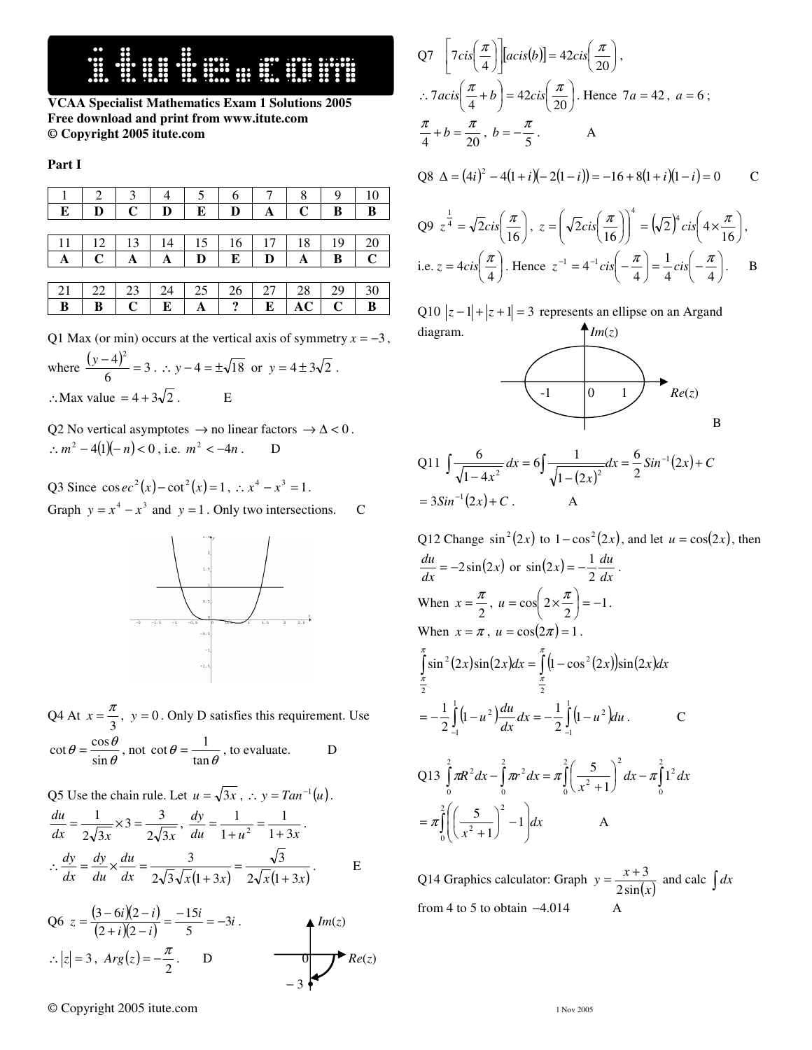**VCAA Specialist Mathematics Exam 1 Solutions 2005**
**Free download and print from www.itute.com**
**© Copyright 2005 itute.com**

**Part I**

| 1 | 2 | 3 | 4 | 5 | 6 | 7 | 8 | 9 | 10 |
|---|---|---|---|---|---|---|---|---|---|
| **E** | **D** | **C** | **D** | **E** | **D** | **A** | **C** | **B** | **B** |

| 11 | 12 | 13 | 14 | 15 | 16 | 17 | 18 | 19 | 20 |
|---|---|---|---|---|---|---|---|---|---|
| **A** | **C** | **A** | **A** | **D** | **E** | **D** | **A** | **B** | **C** |

| 21 | 22 | 23 | 24 | 25 | 26 | 27 | 28 | 29 | 30 |
|---|---|---|---|---|---|---|---|---|---|
| **B** | **B** | **C** | **E** | **A** | **?** | **E** | **AC** | **C** | **B** |

Q1 Max (or min) occurs at the vertical axis of symmetry $x = -3$, where $\frac{(y-4)^2}{6} = 3$. $\therefore y - 4 = \pm\sqrt{18}$ or $y = 4 \pm 3\sqrt{2}$.
$\therefore$Max value $= 4 + 3\sqrt{2}$. E

Q2 No vertical asymptotes $\rightarrow$ no linear factors $\rightarrow \Delta < 0$.
$\therefore m^2 - 4(1)(-n) < 0$, i.e. $m^2 < -4n$. D

Q3 Since $\operatorname{cosec}^2(x) - \cot^2(x) = 1$, $\therefore x^4 - x^3 = 1$.
Graph $y = x^4 - x^3$ and $y = 1$. Only two intersections. C

Q4 At $x = \frac{\pi}{3}$, $y = 0$. Only D satisfies this requirement. Use $\cot\theta = \frac{\cos\theta}{\sin\theta}$, not $\cot\theta = \frac{1}{\tan\theta}$, to evaluate. D

Q5 Use the chain rule. Let $u = \sqrt{3x}$, $\therefore y = Tan^{-1}(u)$.
$\frac{du}{dx} = \frac{1}{2\sqrt{3x}} \times 3 = \frac{3}{2\sqrt{3x}}$, $\frac{dy}{du} = \frac{1}{1+u^2} = \frac{1}{1+3x}$.
$\therefore \frac{dy}{dx} = \frac{dy}{du} \times \frac{du}{dx} = \frac{3}{2\sqrt{3}\sqrt{x}(1+3x)} = \frac{\sqrt{3}}{2\sqrt{x}(1+3x)}$. E

Q6 $z = \frac{(3-6i)(2-i)}{(2+i)(2-i)} = \frac{-15i}{5} = -3i$.
$\therefore |z| = 3$, $Arg(z) = -\frac{\pi}{2}$. D

Q7 $\left[7cis\left(\frac{\pi}{4}\right)\right][acis(b)] = 42cis\left(\frac{\pi}{20}\right)$,
$\therefore 7acis\left(\frac{\pi}{4} + b\right) = 42cis\left(\frac{\pi}{20}\right)$. Hence $7a = 42$, $a = 6$;
$\frac{\pi}{4} + b = \frac{\pi}{20}$, $b = -\frac{\pi}{5}$. A

Q8 $\Delta = (4i)^2 - 4(1+i)(-2(1-i)) = -16 + 8(1+i)(1-i) = 0$ C

Q9 $z^{\frac{1}{4}} = \sqrt{2}cis\left(\frac{\pi}{16}\right)$, $z = \left(\sqrt{2}cis\left(\frac{\pi}{16}\right)\right)^4 = \left(\sqrt{2}\right)^4 cis\left(4 \times \frac{\pi}{16}\right)$,
i.e. $z = 4cis\left(\frac{\pi}{4}\right)$. Hence $z^{-1} = 4^{-1}cis\left(-\frac{\pi}{4}\right) = \frac{1}{4}cis\left(-\frac{\pi}{4}\right)$. B

Q10 $|z-1| + |z+1| = 3$ represents an ellipse on an Argand diagram.

B

Q11 $\int \frac{6}{\sqrt{1-4x^2}}dx = 6\int \frac{1}{\sqrt{1-(2x)^2}}dx = \frac{6}{2}Sin^{-1}(2x) + C$
$= 3Sin^{-1}(2x) + C$. A

Q12 Change $\sin^2(2x)$ to $1 - \cos^2(2x)$, and let $u = \cos(2x)$, then $\frac{du}{dx} = -2\sin(2x)$ or $\sin(2x) = -\frac{1}{2}\frac{du}{dx}$.
When $x = \frac{\pi}{2}$, $u = \cos\left(2 \times \frac{\pi}{2}\right) = -1$.
When $x = \pi$, $u = \cos(2\pi) = 1$.
$$\int_{\frac{\pi}{2}}^{\pi} \sin^2(2x)\sin(2x)dx = \int_{\frac{\pi}{2}}^{\pi} (1 - \cos^2(2x))\sin(2x)dx$$
$$= -\frac{1}{2}\int_{-1}^{1} (1-u^2)\frac{du}{dx}dx = -\frac{1}{2}\int_{-1}^{1}(1-u^2)du.$$ C

Q13 $\int_0^2 \pi R^2 dx - \int_0^2 \pi r^2 dx = \pi\int_0^2 \left(\frac{5}{x^2+1}\right)^2 dx - \pi\int_0^2 1^2 dx$
$= \pi\int_0^2 \left(\left(\frac{5}{x^2+1}\right)^2 - 1\right)dx$ A

Q14 Graphics calculator: Graph $y = \frac{x+3}{2\sin(x)}$ and calc $\int dx$ from 4 to 5 to obtain $-4.014$ A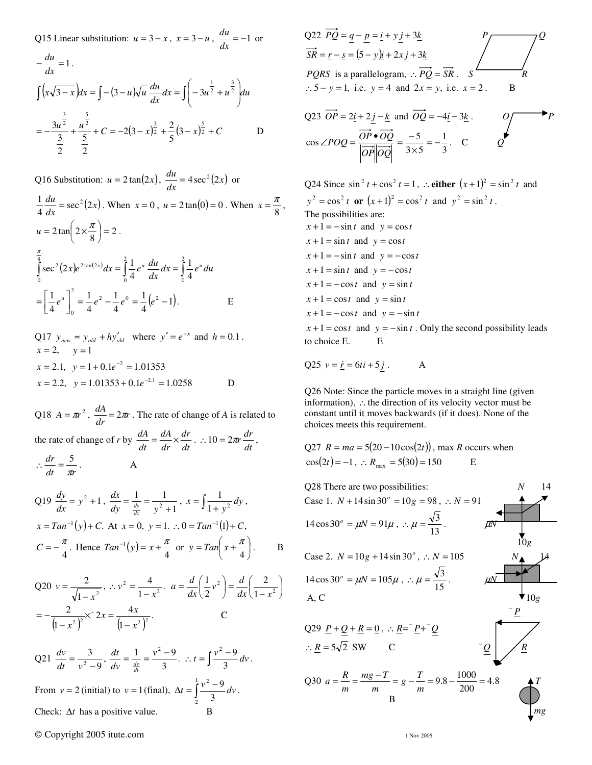Q15 Linear substitution: $u = 3 - x$, $x = 3 - u$, $\frac{du}{dx} = -1$ or $-\frac{du}{dx} = 1$.

$$\int \left(x\sqrt{3-x}\right)dx = \int -(3-u)\sqrt{u}\,\frac{du}{dx}\,dx = \int \left(-3u^{\frac{1}{2}} + u^{\frac{3}{2}}\right)du$$

$$= -\frac{3u^{\frac{3}{2}}}{\frac{3}{2}} + \frac{u^{\frac{5}{2}}}{\frac{5}{2}} + C = -2(3-x)^{\frac{3}{2}} + \frac{2}{5}(3-x)^{\frac{5}{2}} + C \qquad \text{D}$$

Q16 Substitution: $u = 2\tan(2x)$, $\frac{du}{dx} = 4\sec^2(2x)$ or $\frac{1}{4}\frac{du}{dx} = \sec^2(2x)$. When $x = 0$, $u = 2\tan(0) = 0$. When $x = \frac{\pi}{8}$, $u = 2\tan\left(2 \times \frac{\pi}{8}\right) = 2$.

$$\int_0^{\frac{\pi}{8}} \sec^2(2x)e^{2\tan(2x)}dx = \int_0^2 \frac{1}{4}e^u \frac{du}{dx}dx = \int_0^2 \frac{1}{4}e^u du$$

$$= \left[\frac{1}{4}e^u\right]_0^2 = \frac{1}{4}e^2 - \frac{1}{4}e^0 = \frac{1}{4}\left(e^2 - 1\right). \qquad \text{E}$$

Q17 $y_{new} \approx y_{old} + hy'_{old}$ where $y' = e^{-x}$ and $h = 0.1$.

$x = 2, \quad y = 1$

$x = 2.1, \quad y = 1 + 0.1e^{-2} = 1.01353$

$x = 2.2, \quad y = 1.01353 + 0.1e^{-2.1} = 1.0258 \qquad$ D

Q18 $A = \pi r^2$, $\frac{dA}{dr} = 2\pi r$. The rate of change of $A$ is related to the rate of change of $r$ by $\frac{dA}{dt} = \frac{dA}{dr} \times \frac{dr}{dt}$. $\therefore 10 = 2\pi r\frac{dr}{dt}$, $\therefore \frac{dr}{dt} = \frac{5}{\pi r}$. $\qquad$ A

Q19 $\frac{dy}{dx} = y^2 + 1$, $\frac{dx}{dy} = \frac{1}{\frac{dy}{dx}} = \frac{1}{y^2+1}$, $x = \int \frac{1}{1+y^2}dy$, $x = Tan^{-1}(y) + C$. At $x = 0$, $y = 1$. $\therefore 0 = Tan^{-1}(1) + C$, $C = -\frac{\pi}{4}$. Hence $Tan^{-1}(y) = x + \frac{\pi}{4}$ or $y = Tan\left(x + \frac{\pi}{4}\right)$. $\qquad$ B

Q20 $v = \frac{2}{\sqrt{1-x^2}}$, $\therefore v^2 = \frac{4}{1-x^2}$. $a = \frac{d}{dx}\left(\frac{1}{2}v^2\right) = \frac{d}{dx}\left(\frac{2}{1-x^2}\right)$

$= -\frac{2}{\left(1-x^2\right)^2} \times {}^{-}2x = \frac{4x}{\left(1-x^2\right)^2}$. $\qquad$ C

Q21 $\frac{dv}{dt} = \frac{3}{v^2 - 9}$, $\frac{dt}{dv} = \frac{1}{\frac{dv}{dt}} = \frac{v^2-9}{3}$. $\therefore t = \int \frac{v^2-9}{3}dv$.

From $v = 2$ (initial) to $v = 1$ (final), $\Delta t = \int_2^1 \frac{v^2-9}{3}dv$.

Check: $\Delta t$ has a positive value. $\qquad$ B

Q22 $\overrightarrow{PQ} = \underset{\sim}{q} - \underset{\sim}{p} = \underset{\sim}{i} + y\underset{\sim}{j} + 3\underset{\sim}{k}$

$\overrightarrow{SR} = \underset{\sim}{r} - \underset{\sim}{s} = (5-y)\underset{\sim}{i} + 2x\underset{\sim}{j} + 3\underset{\sim}{k}$

$PQRS$ is a parallelogram, $\therefore \overrightarrow{PQ} = \overrightarrow{SR}$.

$\therefore 5 - y = 1$, i.e. $y = 4$ and $2x = y$, i.e. $x = 2$. $\qquad$ B

Q23 $\overrightarrow{OP} = 2\underset{\sim}{i} + 2\underset{\sim}{j} - \underset{\sim}{k}$ and $\overrightarrow{OQ} = -4\underset{\sim}{i} - 3\underset{\sim}{k}$.

$$\cos\angle POQ = \frac{\overrightarrow{OP} \bullet \overrightarrow{OQ}}{\left|\overrightarrow{OP}\right|\left|\overrightarrow{OQ}\right|} = \frac{-5}{3\times 5} = -\frac{1}{3}. \qquad \text{C}$$

Q24 Since $\sin^2 t + \cos^2 t = 1$, $\therefore$ **either** $(x+1)^2 = \sin^2 t$ and $y^2 = \cos^2 t$ **or** $(x+1)^2 = \cos^2 t$ and $y^2 = \sin^2 t$.

The possibilities are:

$x + 1 = -\sin t$ and $y = \cos t$

$x + 1 = \sin t$ and $y = \cos t$

$x + 1 = -\sin t$ and $y = -\cos t$

$x + 1 = \sin t$ and $y = -\cos t$

$x + 1 = -\cos t$ and $y = \sin t$

$x + 1 = \cos t$ and $y = \sin t$

$x + 1 = -\cos t$ and $y = -\sin t$

$x + 1 = \cos t$ and $y = -\sin t$. Only the second possibility leads to choice E. $\qquad$ E

Q25 $\underset{\sim}{v} = \dot{\underset{\sim}{r}} = 6t\underset{\sim}{i} + 5\underset{\sim}{j}$. $\qquad$ A

Q26 Note: Since the particle moves in a straight line (given information), $\therefore$ the direction of its velocity vector must be constant until it moves backwards (if it does). None of the choices meets this requirement.

Q27 $R = ma = 5(20 - 10\cos(2t))$, max $R$ occurs when $\cos(2t) = -1$, $\therefore R_{\max} = 5(30) = 150 \qquad$ E

Q28 There are two possibilities:

Case 1. $N + 14\sin 30^o = 10g = 98$, $\therefore N = 91$

$14\cos 30^o = \mu N = 91\mu$, $\therefore \mu = \frac{\sqrt{3}}{13}$.

Case 2. $N = 10g + 14\sin 30^o$, $\therefore N = 105$

$14\cos 30^o = \mu N = 105\mu$, $\therefore \mu = \frac{\sqrt{3}}{15}$.

A, C

Q29 $\underset{\sim}{P} + \underset{\sim}{Q} + \underset{\sim}{R} = \underset{\sim}{0}$, $\therefore \underset{\sim}{R} = {}^{-}\underset{\sim}{P} + {}^{-}\underset{\sim}{Q}$

$\therefore \underset{\sim}{R} = 5\sqrt{2}$ SW $\qquad$ C

Q30 $a = \frac{R}{m} = \frac{mg - T}{m} = g - \frac{T}{m} = 9.8 - \frac{1000}{200} = 4.8$

B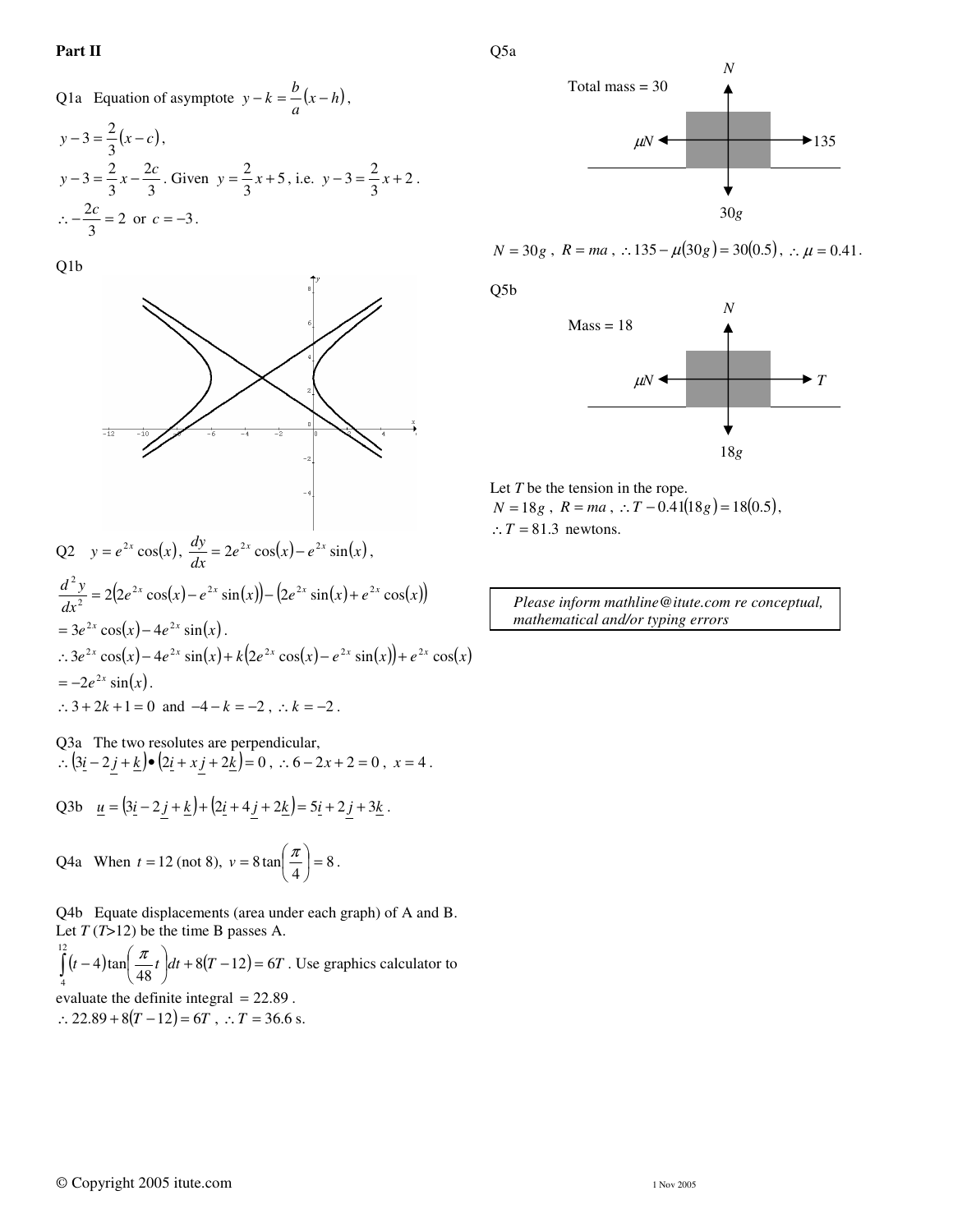**Part II**

Q1a Equation of asymptote $y-k=\frac{b}{a}(x-h)$,

$y-3=\frac{2}{3}(x-c)$,

$y-3=\frac{2}{3}x-\frac{2c}{3}$. Given $y=\frac{2}{3}x+5$, i.e. $y-3=\frac{2}{3}x+2$.

$\therefore -\frac{2c}{3}=2$ or $c=-3$.

Q1b

-12
-10
-8
-6
-4
-2
0
2
4
x
y
8
6
4
2
-2
-4

Q2 $y=e^{2x}\cos(x)$, $\frac{dy}{dx}=2e^{2x}\cos(x)-e^{2x}\sin(x)$,

$\frac{d^2y}{dx^2}=2\left(2e^{2x}\cos(x)-e^{2x}\sin(x)\right)-\left(2e^{2x}\sin(x)+e^{2x}\cos(x)\right)$

$=3e^{2x}\cos(x)-4e^{2x}\sin(x)$.

$\therefore 3e^{2x}\cos(x)-4e^{2x}\sin(x)+k\left(2e^{2x}\cos(x)-e^{2x}\sin(x)\right)+e^{2x}\cos(x)$

$=-2e^{2x}\sin(x)$.

$\therefore 3+2k+1=0$ and $-4-k=-2$, $\therefore k=-2$.

Q3a The two resolutes are perpendicular,

$\therefore (3\underset{\sim}{i}-2\underset{\sim}{j}+\underset{\sim}{k})\bullet(2\underset{\sim}{i}+x\underset{\sim}{j}+2\underset{\sim}{k})=0$, $\therefore 6-2x+2=0$, $x=4$.

Q3b $\underset{\sim}{u}=(3\underset{\sim}{i}-2\underset{\sim}{j}+\underset{\sim}{k})+(2\underset{\sim}{i}+4\underset{\sim}{j}+2\underset{\sim}{k})=5\underset{\sim}{i}+2\underset{\sim}{j}+3\underset{\sim}{k}$.

Q4a When $t=12$ (not 8), $v=8\tan\left(\frac{\pi}{4}\right)=8$.

Q4b Equate displacements (area under each graph) of A and B.
Let $T$ ($T>12$) be the time B passes A.

$\int_4^{12}(t-4)\tan\left(\frac{\pi}{48}t\right)dt+8(T-12)=6T$. Use graphics calculator to evaluate the definite integral $=22.89$.

$\therefore 22.89+8(T-12)=6T$, $\therefore T=36.6$ s.

Q5a

Total mass = 30

$N$

$\mu N$

135

$30g$

$N=30g$, $R=ma$, $\therefore 135-\mu(30g)=30(0.5)$, $\therefore \mu=0.41$.

Q5b

Mass = 18

$N$

$\mu N$

$T$

$18g$

Let $T$ be the tension in the rope.

$N=18g$, $R=ma$, $\therefore T-0.41(18g)=18(0.5)$,

$\therefore T=81.3$ newtons.

*Please inform mathline@itute.com re conceptual, mathematical and/or typing errors*

© Copyright 2005 itute.com